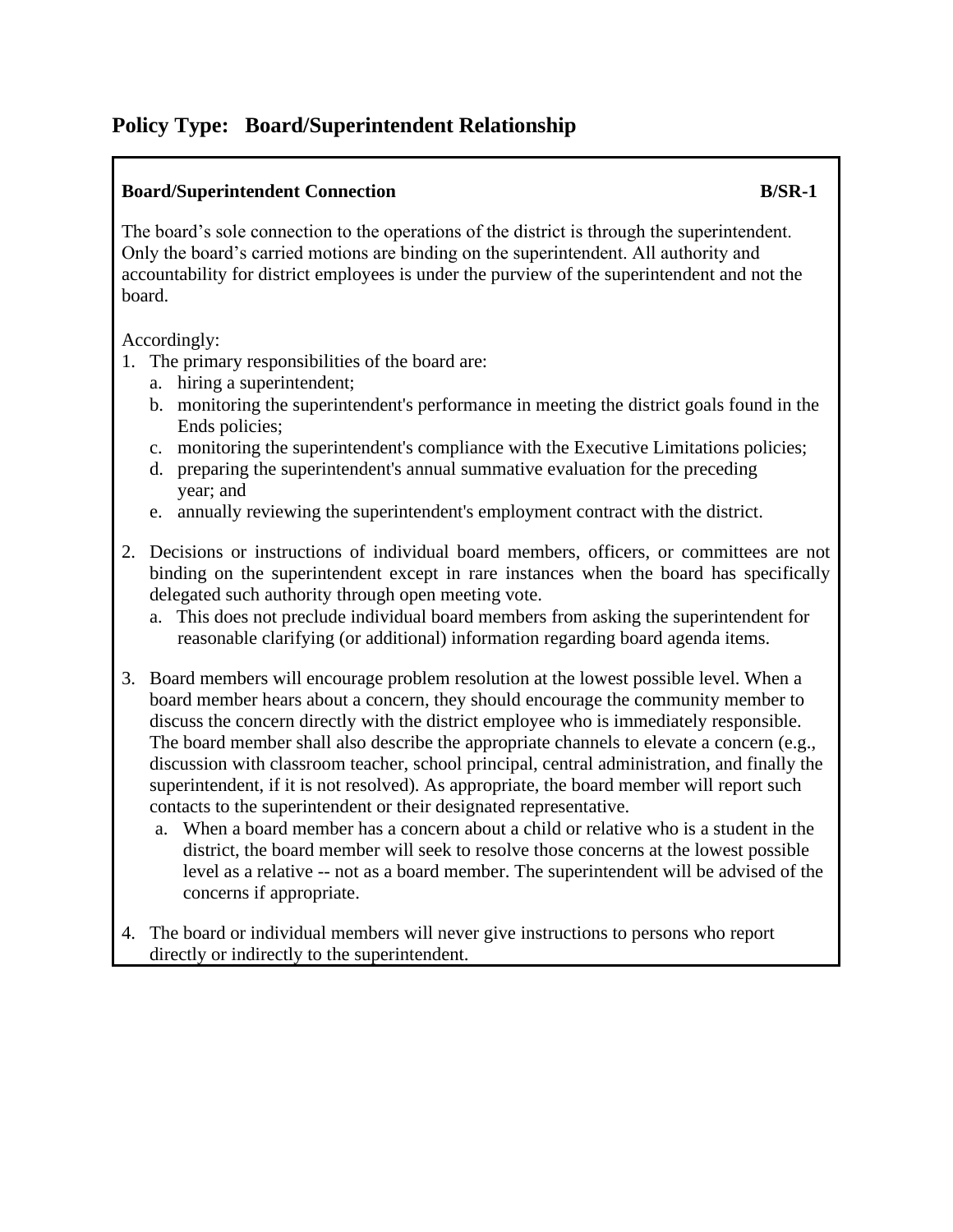## Policy Type: Board/Superintendent Relationship

**Board/Superintendent Connection** **B/SR-1**

The board's sole connection to the operations of the district is through the superintendent. Only the board's carried motions are binding on the superintendent. All authority and accountability for district employees is under the purview of the superintendent and not the board.

Accordingly:

1. The primary responsibilities of the board are:
   a. hiring a superintendent;
   b. monitoring the superintendent's performance in meeting the district goals found in the Ends policies;
   c. monitoring the superintendent's compliance with the Executive Limitations policies;
   d. preparing the superintendent's annual summative evaluation for the preceding year; and
   e. annually reviewing the superintendent's employment contract with the district.

2. Decisions or instructions of individual board members, officers, or committees are not binding on the superintendent except in rare instances when the board has specifically delegated such authority through open meeting vote.
   a. This does not preclude individual board members from asking the superintendent for reasonable clarifying (or additional) information regarding board agenda items.

3. Board members will encourage problem resolution at the lowest possible level. When a board member hears about a concern, they should encourage the community member to discuss the concern directly with the district employee who is immediately responsible. The board member shall also describe the appropriate channels to elevate a concern (e.g., discussion with classroom teacher, school principal, central administration, and finally the superintendent, if it is not resolved). As appropriate, the board member will report such contacts to the superintendent or their designated representative.
   a. When a board member has a concern about a child or relative who is a student in the district, the board member will seek to resolve those concerns at the lowest possible level as a relative -- not as a board member. The superintendent will be advised of the concerns if appropriate.

4. The board or individual members will never give instructions to persons who report directly or indirectly to the superintendent.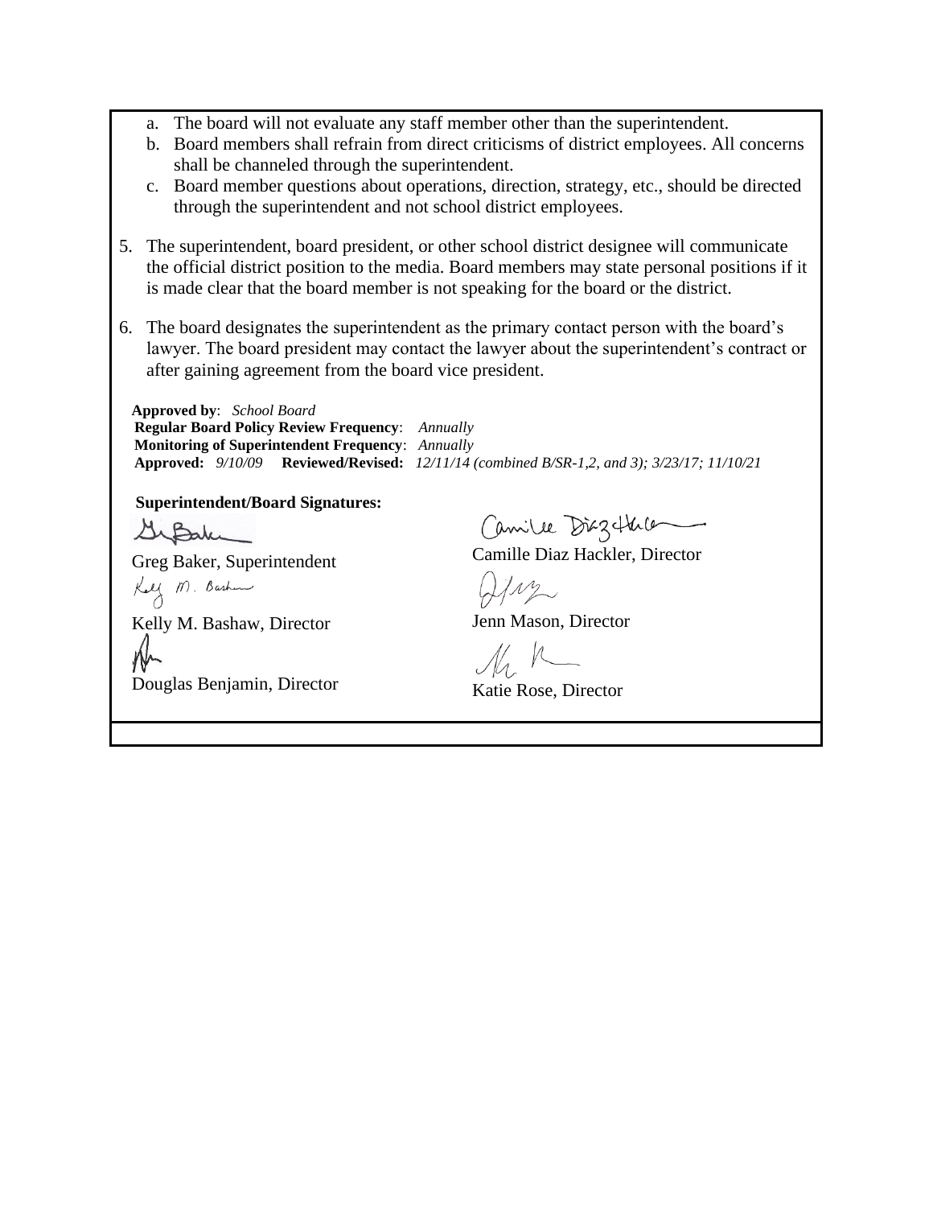a. The board will not evaluate any staff member other than the superintendent.
b. Board members shall refrain from direct criticisms of district employees. All concerns shall be channeled through the superintendent.
c. Board member questions about operations, direction, strategy, etc., should be directed through the superintendent and not school district employees.

5. The superintendent, board president, or other school district designee will communicate the official district position to the media. Board members may state personal positions if it is made clear that the board member is not speaking for the board or the district.

6. The board designates the superintendent as the primary contact person with the board's lawyer. The board president may contact the lawyer about the superintendent's contract or after gaining agreement from the board vice president.

**Approved by**: *School Board*
**Regular Board Policy Review Frequency**: *Annually*
**Monitoring of Superintendent Frequency**: *Annually*
**Approved:** *9/10/09* **Reviewed/Revised:** *12/11/14 (combined B/SR-1,2, and 3); 3/23/17; 11/10/21*

**Superintendent/Board Signatures:**

Greg Baker, Superintendent

Kelly M. Bashaw, Director

Douglas Benjamin, Director

Camille Diaz Hackler, Director

Jenn Mason, Director

Katie Rose, Director